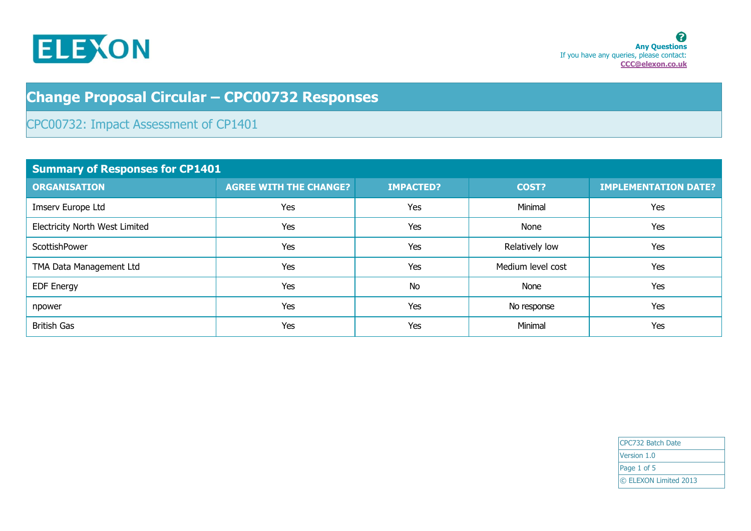ELEXON

**Any Questions**
If you have any queries, please contact:
**CCC@elexon.co.uk**

# Change Proposal Circular – CPC00732 Responses

## CPC00732: Impact Assessment of CP1401

### Summary of Responses for CP1401

| ORGANISATION | AGREE WITH THE CHANGE? | IMPACTED? | COST? | IMPLEMENTATION DATE? |
|---|---|---|---|---|
| Imserv Europe Ltd | Yes | Yes | Minimal | Yes |
| Electricity North West Limited | Yes | Yes | None | Yes |
| ScottishPower | Yes | Yes | Relatively low | Yes |
| TMA Data Management Ltd | Yes | Yes | Medium level cost | Yes |
| EDF Energy | Yes | No | None | Yes |
| npower | Yes | Yes | No response | Yes |
| British Gas | Yes | Yes | Minimal | Yes |

CPC732 Batch Date
Version 1.0
© ELEXON Limited 2013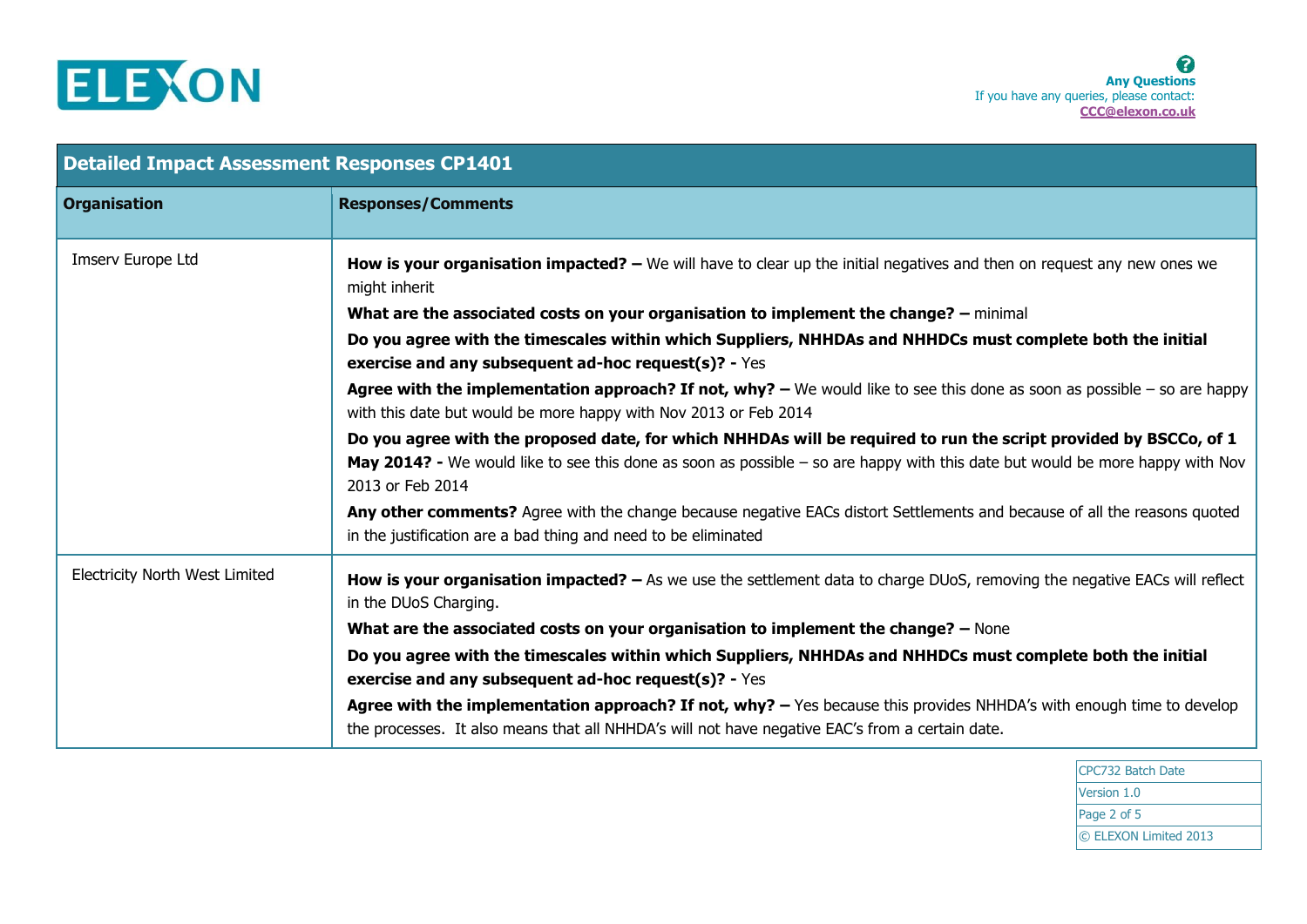| Detailed Impact Assessment Responses CP1401 | |
|---|---|
| **Organisation** | **Responses/Comments** |
| Imserv Europe Ltd | **How is your organisation impacted? –** We will have to clear up the initial negatives and then on request any new ones we might inherit<br>**What are the associated costs on your organisation to implement the change? –** minimal<br>**Do you agree with the timescales within which Suppliers, NHHDAs and NHHDCs must complete both the initial exercise and any subsequent ad-hoc request(s)? -** Yes<br>**Agree with the implementation approach? If not, why? –** We would like to see this done as soon as possible – so are happy with this date but would be more happy with Nov 2013 or Feb 2014<br>**Do you agree with the proposed date, for which NHHDAs will be required to run the script provided by BSCCo, of 1 May 2014? -** We would like to see this done as soon as possible – so are happy with this date but would be more happy with Nov 2013 or Feb 2014<br>**Any other comments?** Agree with the change because negative EACs distort Settlements and because of all the reasons quoted in the justification are a bad thing and need to be eliminated |
| Electricity North West Limited | **How is your organisation impacted? –** As we use the settlement data to charge DUoS, removing the negative EACs will reflect in the DUoS Charging.<br>**What are the associated costs on your organisation to implement the change? –** None<br>**Do you agree with the timescales within which Suppliers, NHHDAs and NHHDCs must complete both the initial exercise and any subsequent ad-hoc request(s)? -** Yes<br>**Agree with the implementation approach? If not, why? –** Yes because this provides NHHDA's with enough time to develop the processes. It also means that all NHHDA's will not have negative EAC's from a certain date. |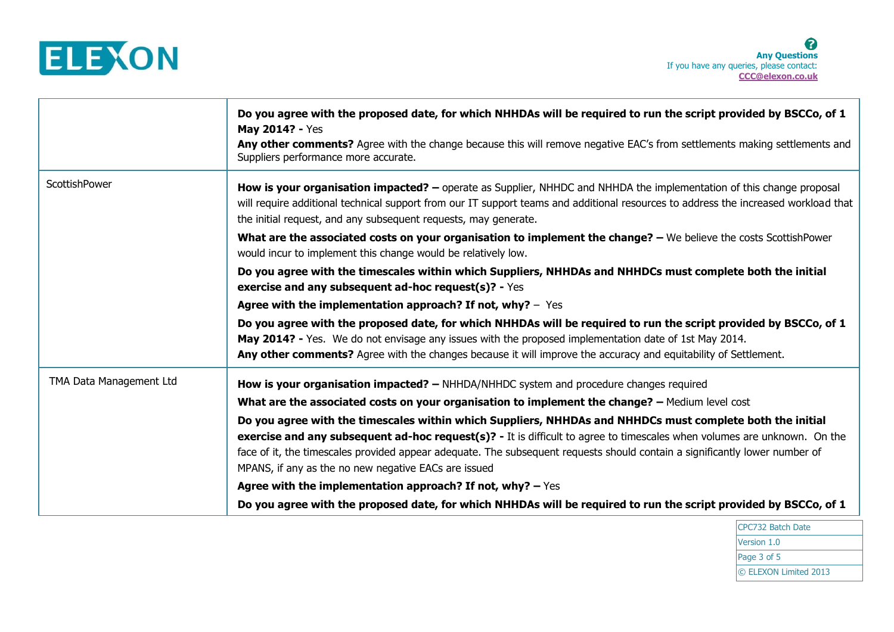| | |
|---|---|
| | **Do you agree with the proposed date, for which NHHDAs will be required to run the script provided by BSCCo, of 1 May 2014? -** Yes<br>**Any other comments?** Agree with the change because this will remove negative EAC's from settlements making settlements and Suppliers performance more accurate. |
| ScottishPower | **How is your organisation impacted? –** operate as Supplier, NHHDC and NHHDA the implementation of this change proposal will require additional technical support from our IT support teams and additional resources to address the increased workload that the initial request, and any subsequent requests, may generate.<br>**What are the associated costs on your organisation to implement the change? –** We believe the costs ScottishPower would incur to implement this change would be relatively low.<br>**Do you agree with the timescales within which Suppliers, NHHDAs and NHHDCs must complete both the initial exercise and any subsequent ad-hoc request(s)? -** Yes<br>**Agree with the implementation approach? If not, why?** – Yes<br>**Do you agree with the proposed date, for which NHHDAs will be required to run the script provided by BSCCo, of 1 May 2014? -** Yes. We do not envisage any issues with the proposed implementation date of 1st May 2014.<br>**Any other comments?** Agree with the changes because it will improve the accuracy and equitability of Settlement. |
| TMA Data Management Ltd | **How is your organisation impacted? –** NHHDA/NHHDC system and procedure changes required<br>**What are the associated costs on your organisation to implement the change? –** Medium level cost<br>**Do you agree with the timescales within which Suppliers, NHHDAs and NHHDCs must complete both the initial exercise and any subsequent ad-hoc request(s)? -** It is difficult to agree to timescales when volumes are unknown. On the face of it, the timescales provided appear adequate. The subsequent requests should contain a significantly lower number of MPANS, if any as the no new negative EACs are issued<br>**Agree with the implementation approach? If not, why? –** Yes<br>**Do you agree with the proposed date, for which NHHDAs will be required to run the script provided by BSCCo, of 1** |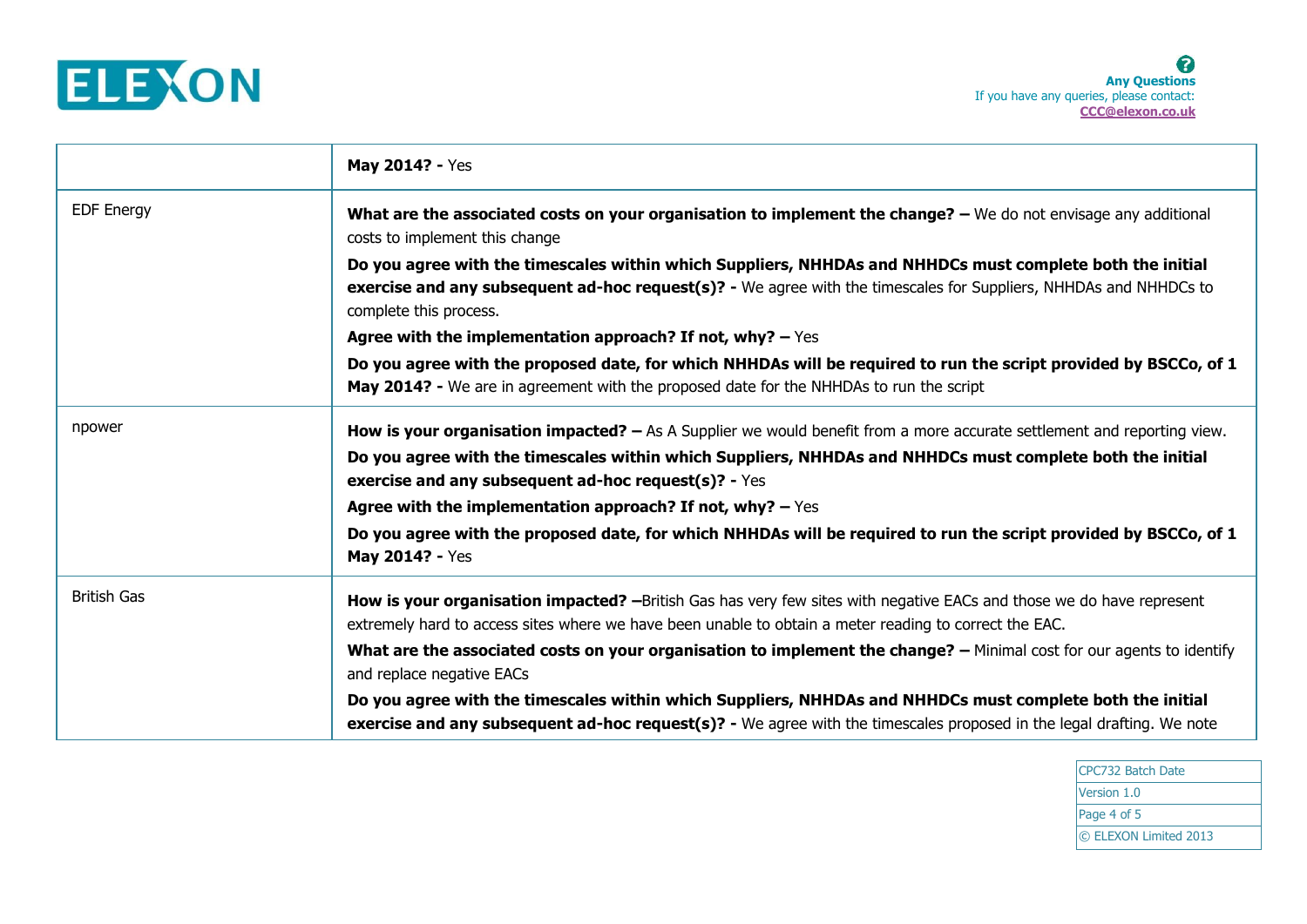| | |
|---|---|
| | **May 2014? -** Yes |
| EDF Energy | **What are the associated costs on your organisation to implement the change? –** We do not envisage any additional costs to implement this change<br>**Do you agree with the timescales within which Suppliers, NHHDAs and NHHDCs must complete both the initial exercise and any subsequent ad-hoc request(s)? -** We agree with the timescales for Suppliers, NHHDAs and NHHDCs to complete this process.<br>**Agree with the implementation approach? If not, why? –** Yes<br>**Do you agree with the proposed date, for which NHHDAs will be required to run the script provided by BSCCo, of 1 May 2014? -** We are in agreement with the proposed date for the NHHDAs to run the script |
| npower | **How is your organisation impacted? –** As A Supplier we would benefit from a more accurate settlement and reporting view.<br>**Do you agree with the timescales within which Suppliers, NHHDAs and NHHDCs must complete both the initial exercise and any subsequent ad-hoc request(s)? -** Yes<br>**Agree with the implementation approach? If not, why? –** Yes<br>**Do you agree with the proposed date, for which NHHDAs will be required to run the script provided by BSCCo, of 1 May 2014? -** Yes |
| British Gas | **How is your organisation impacted? –**British Gas has very few sites with negative EACs and those we do have represent extremely hard to access sites where we have been unable to obtain a meter reading to correct the EAC.<br>**What are the associated costs on your organisation to implement the change? –** Minimal cost for our agents to identify and replace negative EACs<br>**Do you agree with the timescales within which Suppliers, NHHDAs and NHHDCs must complete both the initial exercise and any subsequent ad-hoc request(s)? -** We agree with the timescales proposed in the legal drafting. We note |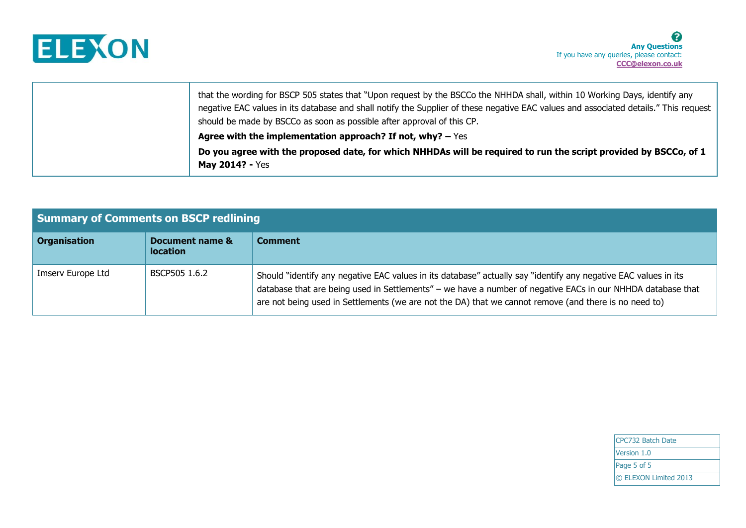| | |
|---|---|
| | that the wording for BSCP 505 states that "Upon request by the BSCCo the NHHDA shall, within 10 Working Days, identify any negative EAC values in its database and shall notify the Supplier of these negative EAC values and associated details." This request should be made by BSCCo as soon as possible after approval of this CP.<br>**Agree with the implementation approach? If not, why? –** Yes<br>**Do you agree with the proposed date, for which NHHDAs will be required to run the script provided by BSCCo, of 1 May 2014? -** Yes |

## Summary of Comments on BSCP redlining

| Organisation | Document name & location | Comment |
|---|---|---|
| Imserv Europe Ltd | BSCP505 1.6.2 | Should "identify any negative EAC values in its database" actually say "identify any negative EAC values in its database that are being used in Settlements" – we have a number of negative EACs in our NHHDA database that are not being used in Settlements (we are not the DA) that we cannot remove (and there is no need to) |